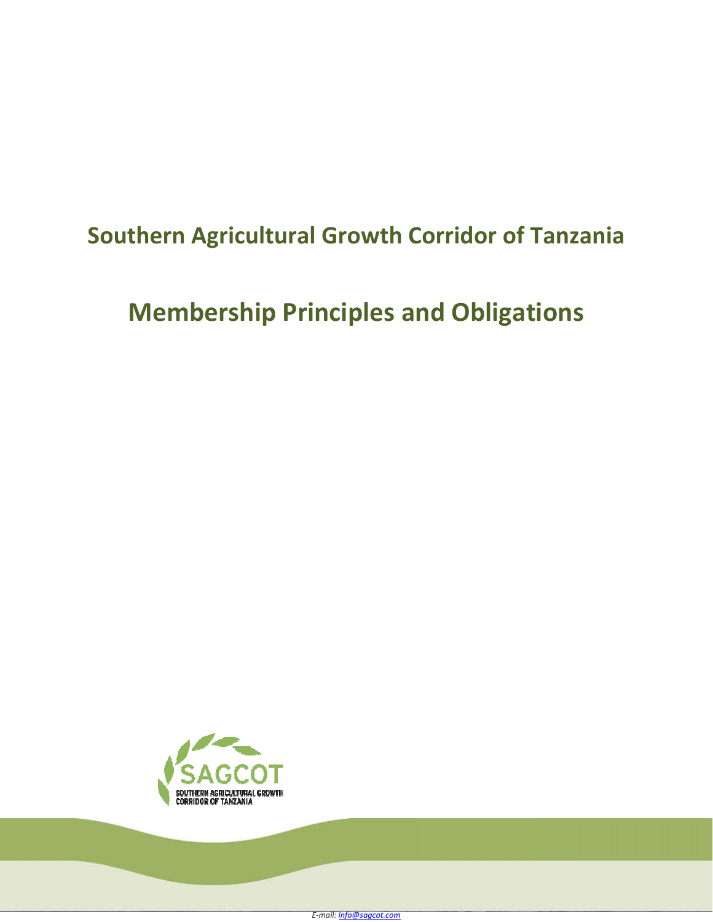# Southern Agricultural Growth Corridor of Tanzania

# Membership Principles and Obligations

SAGCOT
SOUTHERN AGRICULTURAL GROWTH CORRIDOR OF TANZANIA

*E-mail: info@sagcot.com*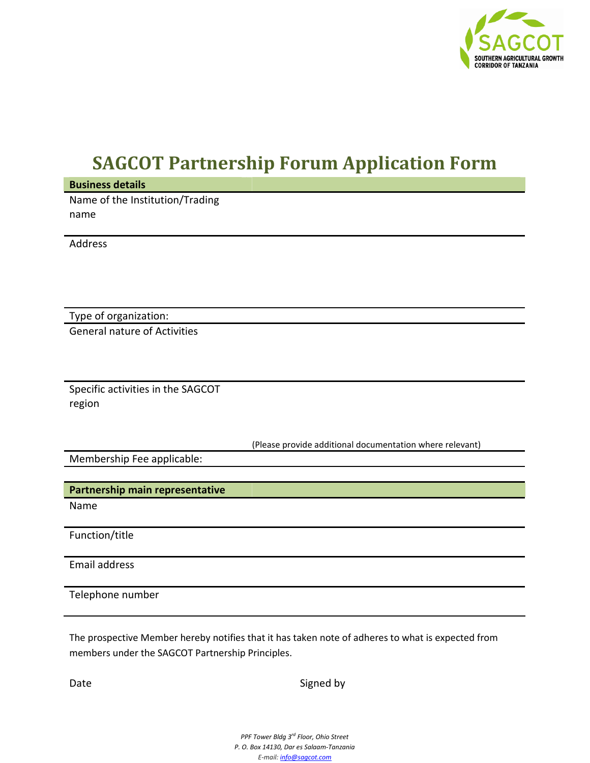# SAGCOT Partnership Forum Application Form

| **Business details** | |
|---|---|
| Name of the Institution/Trading name | |
| Address | |
| Type of organization: | |
| General nature of Activities | |
| Specific activities in the SAGCOT region | (Please provide additional documentation where relevant) |
| Membership Fee applicable: | |

| **Partnership main representative** | |
|---|---|
| Name | |
| Function/title | |
| Email address | |
| Telephone number | |

The prospective Member hereby notifies that it has taken note of adheres to what is expected from members under the SAGCOT Partnership Principles.

Date Signed by

*PPF Tower Bldg 3rd Floor, Ohio Street*
*P. O. Box 14130, Dar es Salaam-Tanzania*
*E-mail: info@sagcot.com*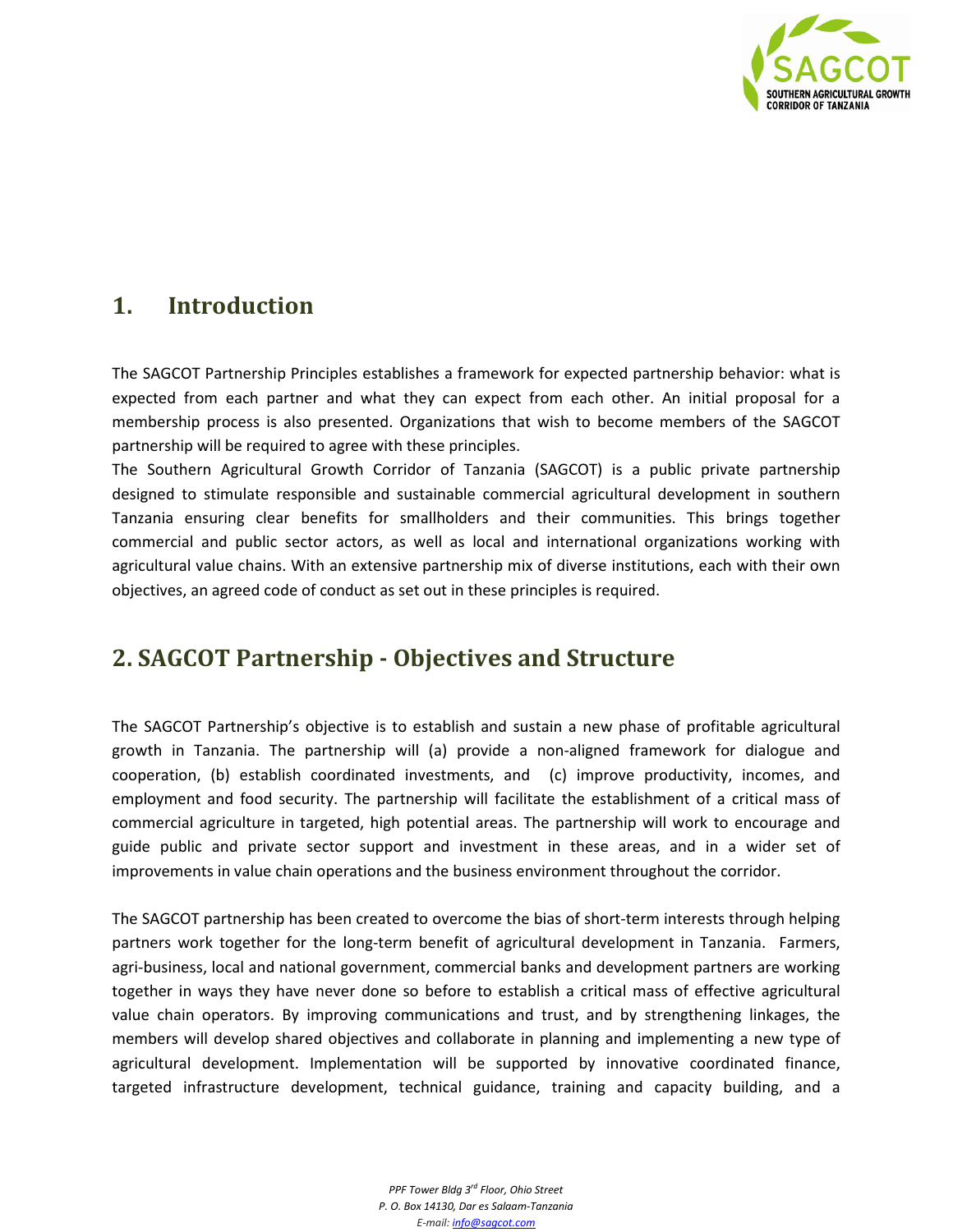## 1. Introduction

The SAGCOT Partnership Principles establishes a framework for expected partnership behavior: what is expected from each partner and what they can expect from each other. An initial proposal for a membership process is also presented. Organizations that wish to become members of the SAGCOT partnership will be required to agree with these principles.

The Southern Agricultural Growth Corridor of Tanzania (SAGCOT) is a public private partnership designed to stimulate responsible and sustainable commercial agricultural development in southern Tanzania ensuring clear benefits for smallholders and their communities. This brings together commercial and public sector actors, as well as local and international organizations working with agricultural value chains. With an extensive partnership mix of diverse institutions, each with their own objectives, an agreed code of conduct as set out in these principles is required.

## 2. SAGCOT Partnership - Objectives and Structure

The SAGCOT Partnership's objective is to establish and sustain a new phase of profitable agricultural growth in Tanzania. The partnership will (a) provide a non-aligned framework for dialogue and cooperation, (b) establish coordinated investments, and (c) improve productivity, incomes, and employment and food security. The partnership will facilitate the establishment of a critical mass of commercial agriculture in targeted, high potential areas. The partnership will work to encourage and guide public and private sector support and investment in these areas, and in a wider set of improvements in value chain operations and the business environment throughout the corridor.

The SAGCOT partnership has been created to overcome the bias of short-term interests through helping partners work together for the long-term benefit of agricultural development in Tanzania. Farmers, agri-business, local and national government, commercial banks and development partners are working together in ways they have never done so before to establish a critical mass of effective agricultural value chain operators. By improving communications and trust, and by strengthening linkages, the members will develop shared objectives and collaborate in planning and implementing a new type of agricultural development. Implementation will be supported by innovative coordinated finance, targeted infrastructure development, technical guidance, training and capacity building, and a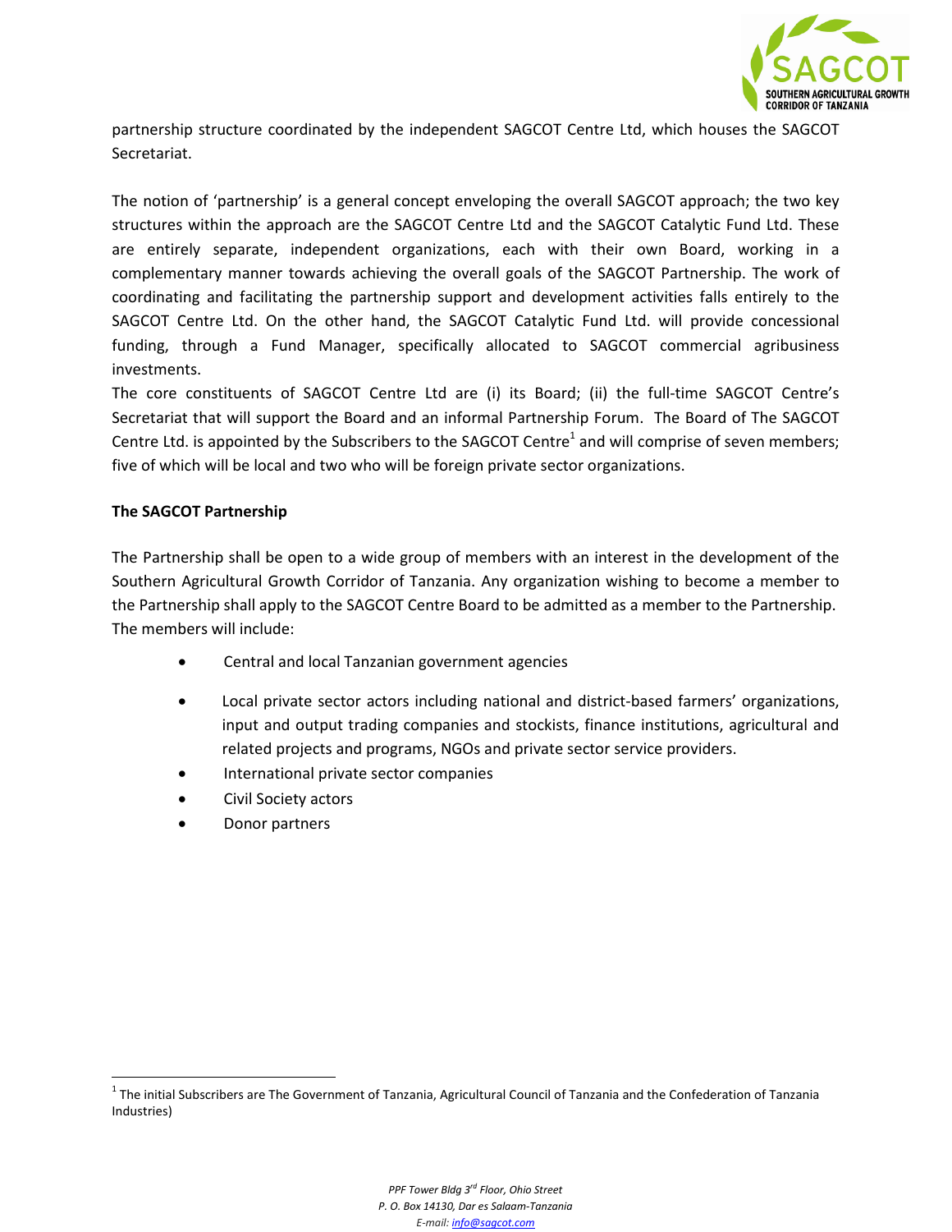partnership structure coordinated by the independent SAGCOT Centre Ltd, which houses the SAGCOT Secretariat.

The notion of 'partnership' is a general concept enveloping the overall SAGCOT approach; the two key structures within the approach are the SAGCOT Centre Ltd and the SAGCOT Catalytic Fund Ltd. These are entirely separate, independent organizations, each with their own Board, working in a complementary manner towards achieving the overall goals of the SAGCOT Partnership. The work of coordinating and facilitating the partnership support and development activities falls entirely to the SAGCOT Centre Ltd. On the other hand, the SAGCOT Catalytic Fund Ltd. will provide concessional funding, through a Fund Manager, specifically allocated to SAGCOT commercial agribusiness investments.

The core constituents of SAGCOT Centre Ltd are (i) its Board; (ii) the full-time SAGCOT Centre's Secretariat that will support the Board and an informal Partnership Forum. The Board of The SAGCOT Centre Ltd. is appointed by the Subscribers to the SAGCOT Centre[1] and will comprise of seven members; five of which will be local and two who will be foreign private sector organizations.

**The SAGCOT Partnership**

The Partnership shall be open to a wide group of members with an interest in the development of the Southern Agricultural Growth Corridor of Tanzania. Any organization wishing to become a member to the Partnership shall apply to the SAGCOT Centre Board to be admitted as a member to the Partnership. The members will include:

- Central and local Tanzanian government agencies
- Local private sector actors including national and district-based farmers' organizations, input and output trading companies and stockists, finance institutions, agricultural and related projects and programs, NGOs and private sector service providers.
- International private sector companies
- Civil Society actors
- Donor partners

---

[1] The initial Subscribers are The Government of Tanzania, Agricultural Council of Tanzania and the Confederation of Tanzania Industries)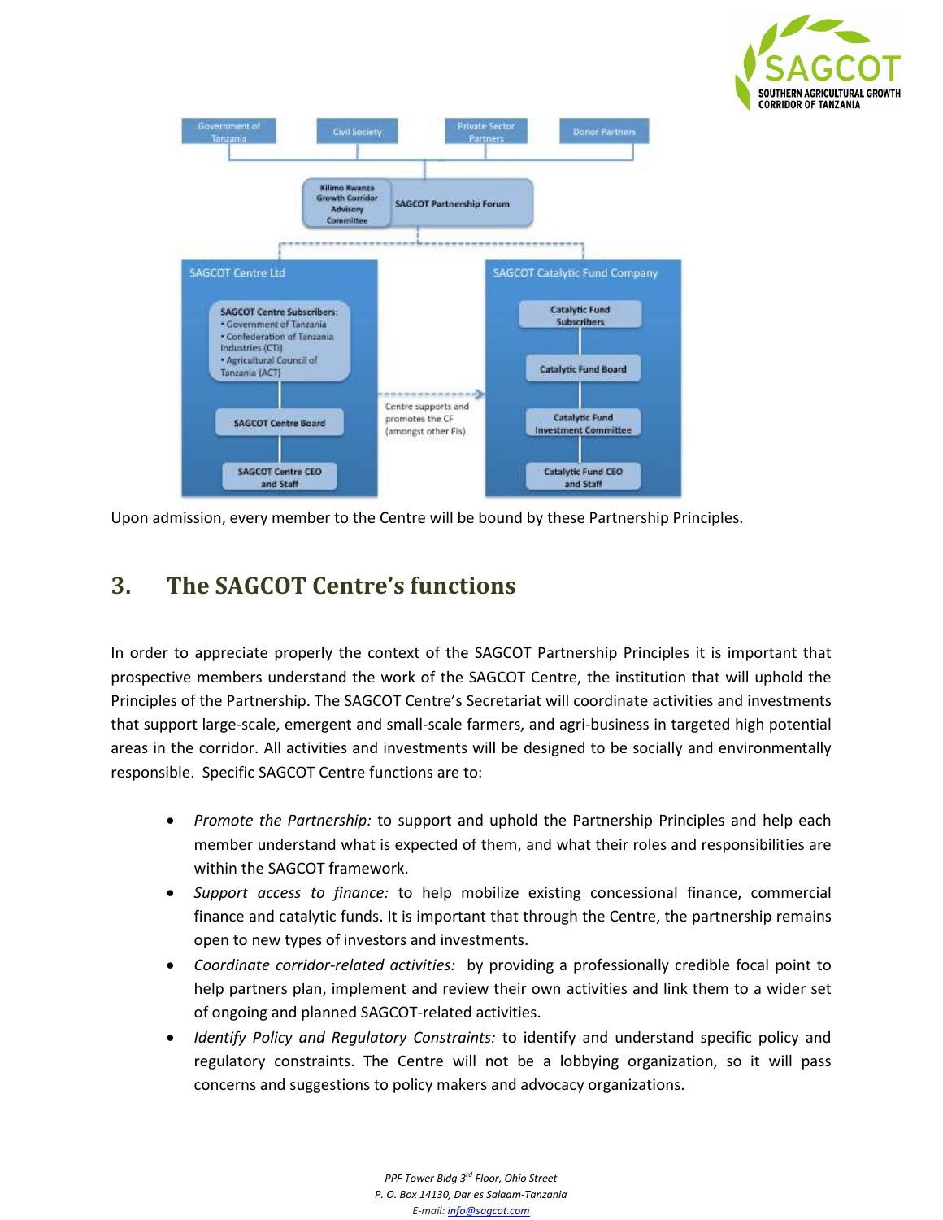Government of Tanzania | Civil Society | Private Sector Partners | Donor Partners

Kilimo Kwanza Growth Corridor Advisory Committee — SAGCOT Partnership Forum

**SAGCOT Centre Ltd**

- SAGCOT Centre Subscribers:
  - Government of Tanzania
  - Confederation of Tanzania Industries (CTI)
  - Agricultural Council of Tanzania (ACT)
- SAGCOT Centre Board
- SAGCOT Centre CEO and Staff

Centre supports and promotes the CF (amongst other FIs)

**SAGCOT Catalytic Fund Company**

- Catalytic Fund Subscribers
- Catalytic Fund Board
- Catalytic Fund Investment Committee
- Catalytic Fund CEO and Staff

Upon admission, every member to the Centre will be bound by these Partnership Principles.

## 3. The SAGCOT Centre's functions

In order to appreciate properly the context of the SAGCOT Partnership Principles it is important that prospective members understand the work of the SAGCOT Centre, the institution that will uphold the Principles of the Partnership. The SAGCOT Centre's Secretariat will coordinate activities and investments that support large-scale, emergent and small-scale farmers, and agri-business in targeted high potential areas in the corridor. All activities and investments will be designed to be socially and environmentally responsible. Specific SAGCOT Centre functions are to:

- *Promote the Partnership:* to support and uphold the Partnership Principles and help each member understand what is expected of them, and what their roles and responsibilities are within the SAGCOT framework.
- *Support access to finance:* to help mobilize existing concessional finance, commercial finance and catalytic funds. It is important that through the Centre, the partnership remains open to new types of investors and investments.
- *Coordinate corridor-related activities:* by providing a professionally credible focal point to help partners plan, implement and review their own activities and link them to a wider set of ongoing and planned SAGCOT-related activities.
- *Identify Policy and Regulatory Constraints:* to identify and understand specific policy and regulatory constraints. The Centre will not be a lobbying organization, so it will pass concerns and suggestions to policy makers and advocacy organizations.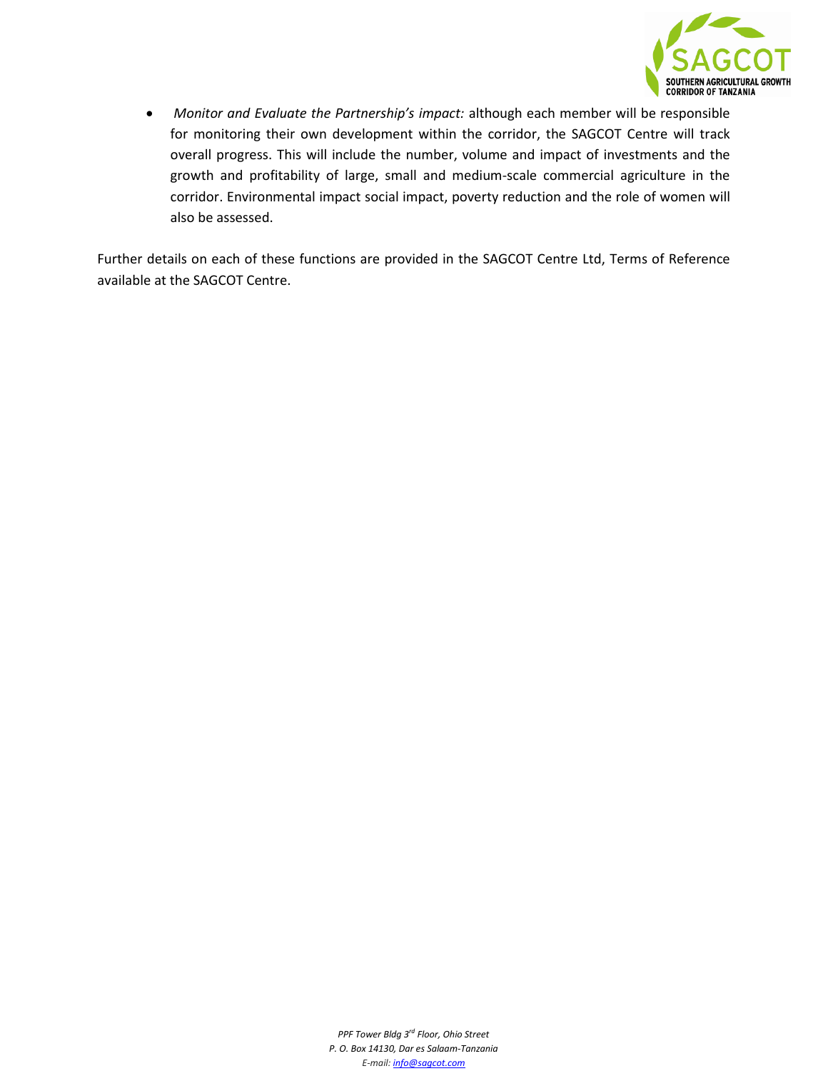- *Monitor and Evaluate the Partnership's impact:* although each member will be responsible for monitoring their own development within the corridor, the SAGCOT Centre will track overall progress. This will include the number, volume and impact of investments and the growth and profitability of large, small and medium-scale commercial agriculture in the corridor. Environmental impact social impact, poverty reduction and the role of women will also be assessed.

Further details on each of these functions are provided in the SAGCOT Centre Ltd, Terms of Reference available at the SAGCOT Centre.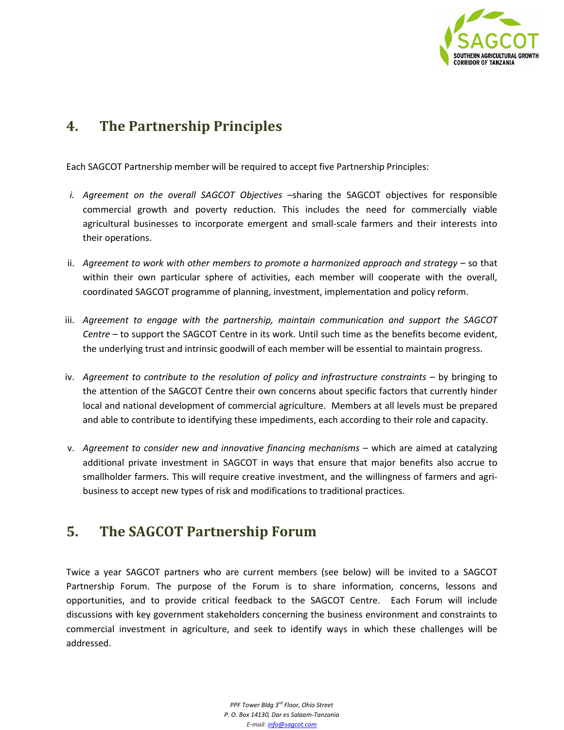## 4. The Partnership Principles

Each SAGCOT Partnership member will be required to accept five Partnership Principles:

i. *Agreement on the overall SAGCOT Objectives* –sharing the SAGCOT objectives for responsible commercial growth and poverty reduction. This includes the need for commercially viable agricultural businesses to incorporate emergent and small-scale farmers and their interests into their operations.

ii. *Agreement to work with other members to promote a harmonized approach and strategy* – so that within their own particular sphere of activities, each member will cooperate with the overall, coordinated SAGCOT programme of planning, investment, implementation and policy reform.

iii. *Agreement to engage with the partnership, maintain communication and support the SAGCOT Centre* – to support the SAGCOT Centre in its work. Until such time as the benefits become evident, the underlying trust and intrinsic goodwill of each member will be essential to maintain progress.

iv. *Agreement to contribute to the resolution of policy and infrastructure constraints* – by bringing to the attention of the SAGCOT Centre their own concerns about specific factors that currently hinder local and national development of commercial agriculture. Members at all levels must be prepared and able to contribute to identifying these impediments, each according to their role and capacity.

v. *Agreement to consider new and innovative financing mechanisms* – which are aimed at catalyzing additional private investment in SAGCOT in ways that ensure that major benefits also accrue to smallholder farmers. This will require creative investment, and the willingness of farmers and agri-business to accept new types of risk and modifications to traditional practices.

## 5. The SAGCOT Partnership Forum

Twice a year SAGCOT partners who are current members (see below) will be invited to a SAGCOT Partnership Forum. The purpose of the Forum is to share information, concerns, lessons and opportunities, and to provide critical feedback to the SAGCOT Centre. Each Forum will include discussions with key government stakeholders concerning the business environment and constraints to commercial investment in agriculture, and seek to identify ways in which these challenges will be addressed.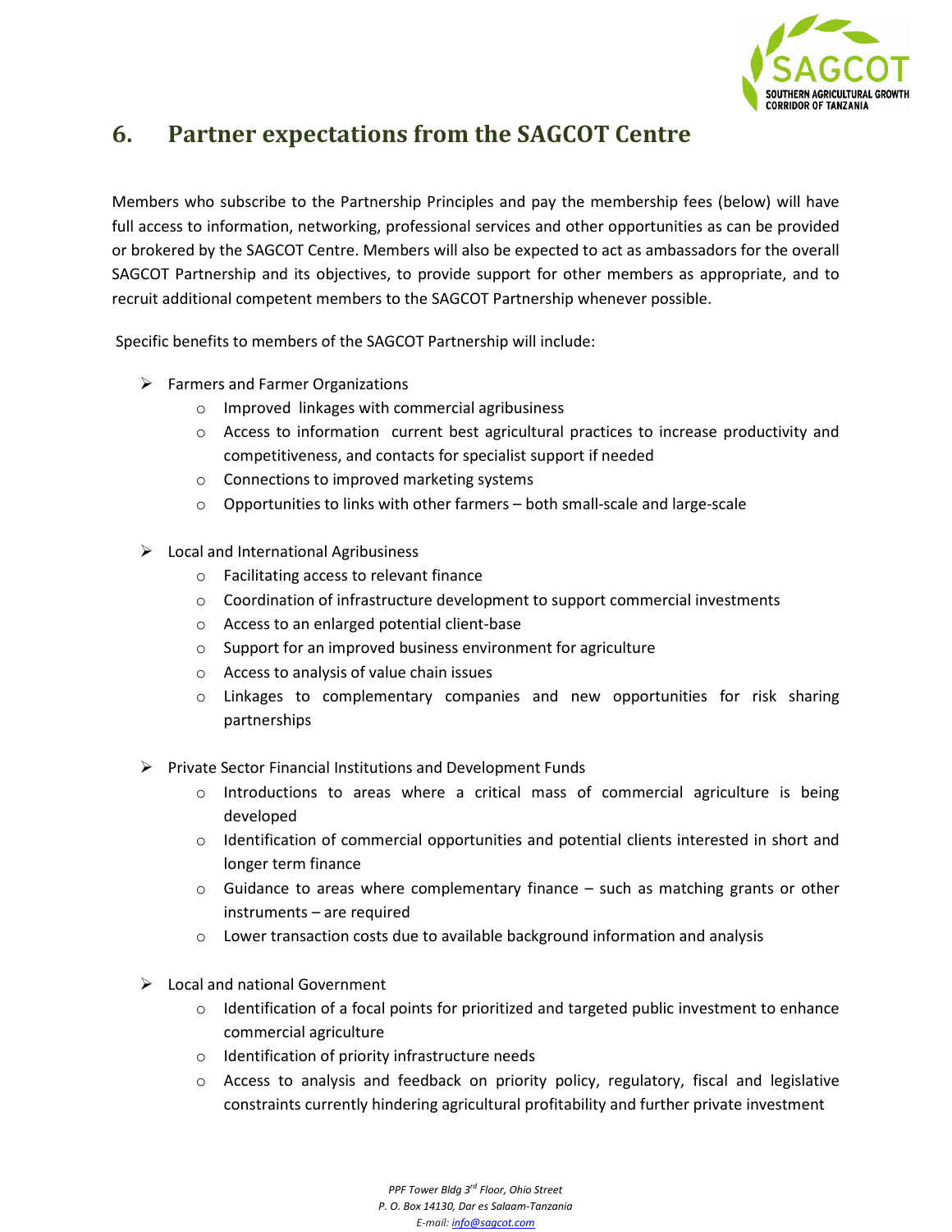## 6. Partner expectations from the SAGCOT Centre

Members who subscribe to the Partnership Principles and pay the membership fees (below) will have full access to information, networking, professional services and other opportunities as can be provided or brokered by the SAGCOT Centre. Members will also be expected to act as ambassadors for the overall SAGCOT Partnership and its objectives, to provide support for other members as appropriate, and to recruit additional competent members to the SAGCOT Partnership whenever possible.

Specific benefits to members of the SAGCOT Partnership will include:

- Farmers and Farmer Organizations
  - Improved linkages with commercial agribusiness
  - Access to information current best agricultural practices to increase productivity and competitiveness, and contacts for specialist support if needed
  - Connections to improved marketing systems
  - Opportunities to links with other farmers – both small-scale and large-scale

- Local and International Agribusiness
  - Facilitating access to relevant finance
  - Coordination of infrastructure development to support commercial investments
  - Access to an enlarged potential client-base
  - Support for an improved business environment for agriculture
  - Access to analysis of value chain issues
  - Linkages to complementary companies and new opportunities for risk sharing partnerships

- Private Sector Financial Institutions and Development Funds
  - Introductions to areas where a critical mass of commercial agriculture is being developed
  - Identification of commercial opportunities and potential clients interested in short and longer term finance
  - Guidance to areas where complementary finance – such as matching grants or other instruments – are required
  - Lower transaction costs due to available background information and analysis

- Local and national Government
  - Identification of a focal points for prioritized and targeted public investment to enhance commercial agriculture
  - Identification of priority infrastructure needs
  - Access to analysis and feedback on priority policy, regulatory, fiscal and legislative constraints currently hindering agricultural profitability and further private investment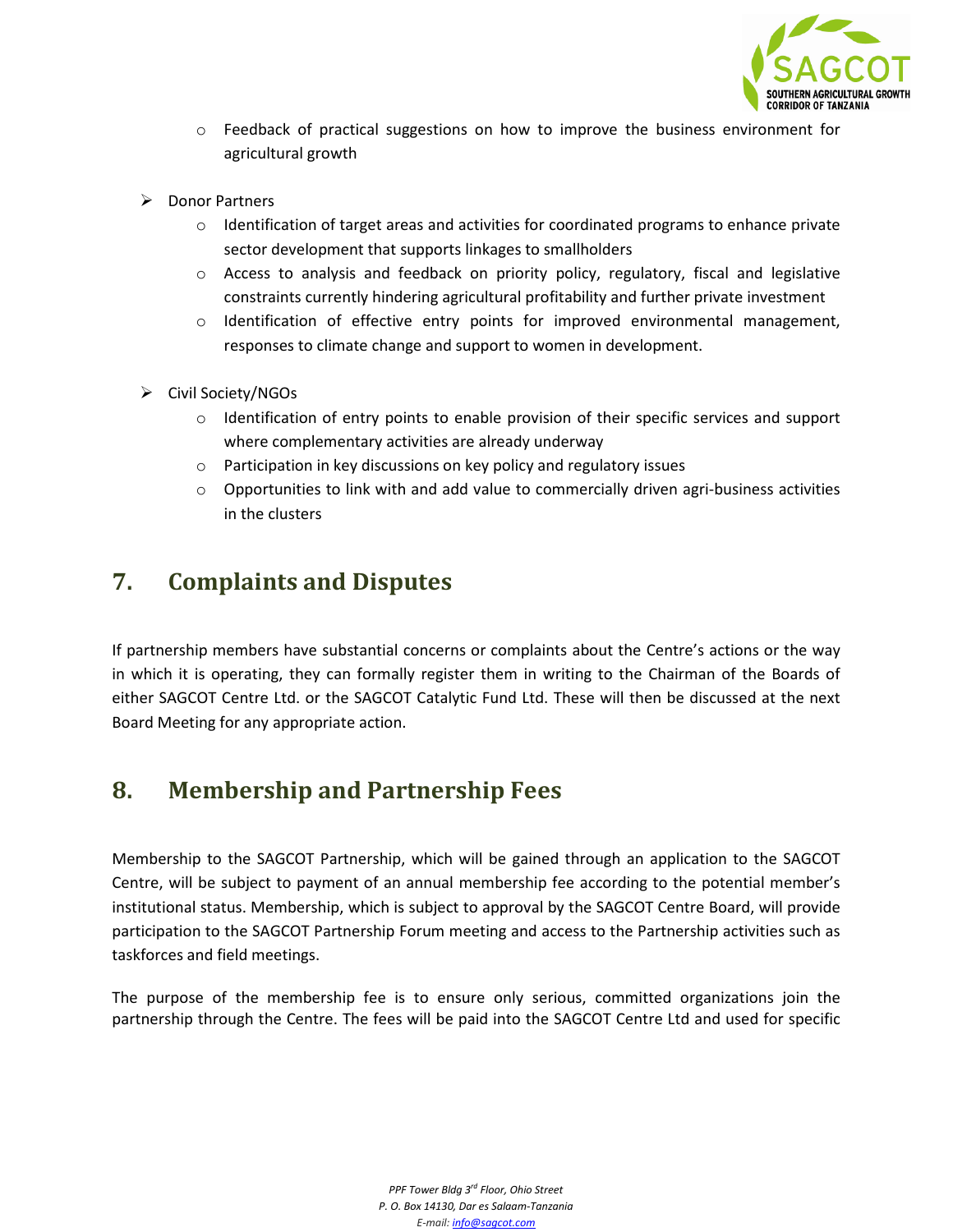- Feedback of practical suggestions on how to improve the business environment for agricultural growth

- Donor Partners
  - Identification of target areas and activities for coordinated programs to enhance private sector development that supports linkages to smallholders
  - Access to analysis and feedback on priority policy, regulatory, fiscal and legislative constraints currently hindering agricultural profitability and further private investment
  - Identification of effective entry points for improved environmental management, responses to climate change and support to women in development.

- Civil Society/NGOs
  - Identification of entry points to enable provision of their specific services and support where complementary activities are already underway
  - Participation in key discussions on key policy and regulatory issues
  - Opportunities to link with and add value to commercially driven agri-business activities in the clusters

## 7. Complaints and Disputes

If partnership members have substantial concerns or complaints about the Centre's actions or the way in which it is operating, they can formally register them in writing to the Chairman of the Boards of either SAGCOT Centre Ltd. or the SAGCOT Catalytic Fund Ltd. These will then be discussed at the next Board Meeting for any appropriate action.

## 8. Membership and Partnership Fees

Membership to the SAGCOT Partnership, which will be gained through an application to the SAGCOT Centre, will be subject to payment of an annual membership fee according to the potential member's institutional status. Membership, which is subject to approval by the SAGCOT Centre Board, will provide participation to the SAGCOT Partnership Forum meeting and access to the Partnership activities such as taskforces and field meetings.

The purpose of the membership fee is to ensure only serious, committed organizations join the partnership through the Centre. The fees will be paid into the SAGCOT Centre Ltd and used for specific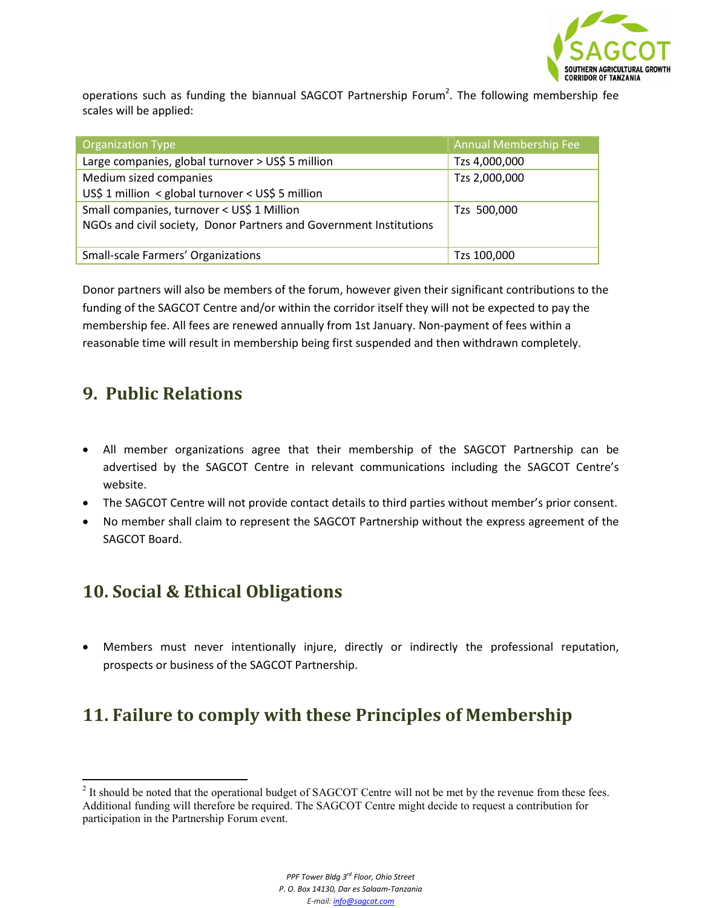operations such as funding the biannual SAGCOT Partnership Forum[2]. The following membership fee scales will be applied:

| Organization Type | Annual Membership Fee |
| --- | --- |
| Large companies, global turnover > US$ 5 million | Tzs 4,000,000 |
| Medium sized companies<br>US$ 1 million < global turnover < US$ 5 million | Tzs 2,000,000 |
| Small companies, turnover < US$ 1 Million<br>NGOs and civil society, Donor Partners and Government Institutions | Tzs 500,000 |
| Small-scale Farmers' Organizations | Tzs 100,000 |

Donor partners will also be members of the forum, however given their significant contributions to the funding of the SAGCOT Centre and/or within the corridor itself they will not be expected to pay the membership fee. All fees are renewed annually from 1st January. Non-payment of fees within a reasonable time will result in membership being first suspended and then withdrawn completely.

## 9. Public Relations

- All member organizations agree that their membership of the SAGCOT Partnership can be advertised by the SAGCOT Centre in relevant communications including the SAGCOT Centre's website.
- The SAGCOT Centre will not provide contact details to third parties without member's prior consent.
- No member shall claim to represent the SAGCOT Partnership without the express agreement of the SAGCOT Board.

## 10. Social & Ethical Obligations

- Members must never intentionally injure, directly or indirectly the professional reputation, prospects or business of the SAGCOT Partnership.

## 11. Failure to comply with these Principles of Membership

---

[2] It should be noted that the operational budget of SAGCOT Centre will not be met by the revenue from these fees. Additional funding will therefore be required. The SAGCOT Centre might decide to request a contribution for participation in the Partnership Forum event.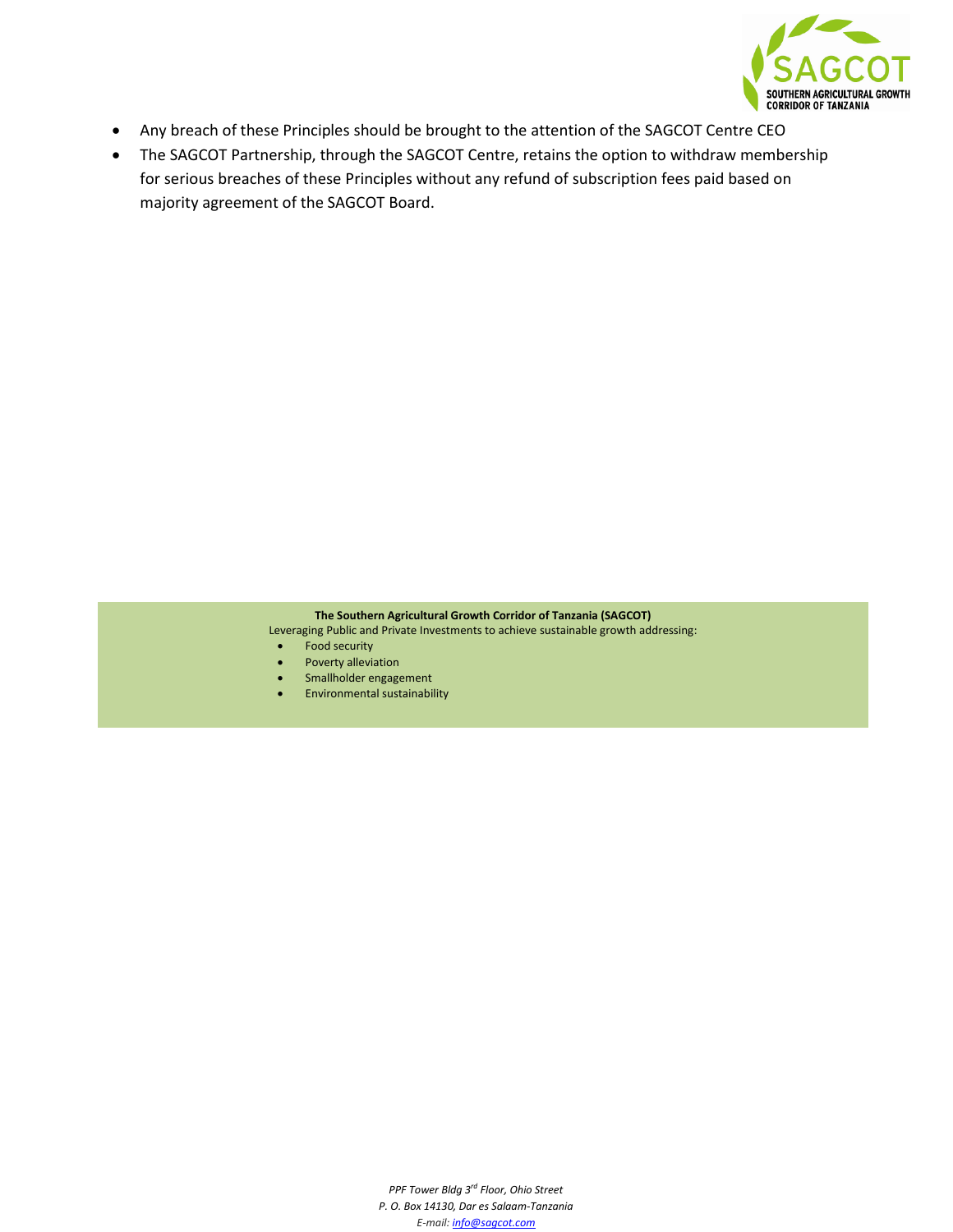- Any breach of these Principles should be brought to the attention of the SAGCOT Centre CEO
- The SAGCOT Partnership, through the SAGCOT Centre, retains the option to withdraw membership for serious breaches of these Principles without any refund of subscription fees paid based on majority agreement of the SAGCOT Board.

**The Southern Agricultural Growth Corridor of Tanzania (SAGCOT)**

Leveraging Public and Private Investments to achieve sustainable growth addressing:

- Food security
- Poverty alleviation
- Smallholder engagement
- Environmental sustainability